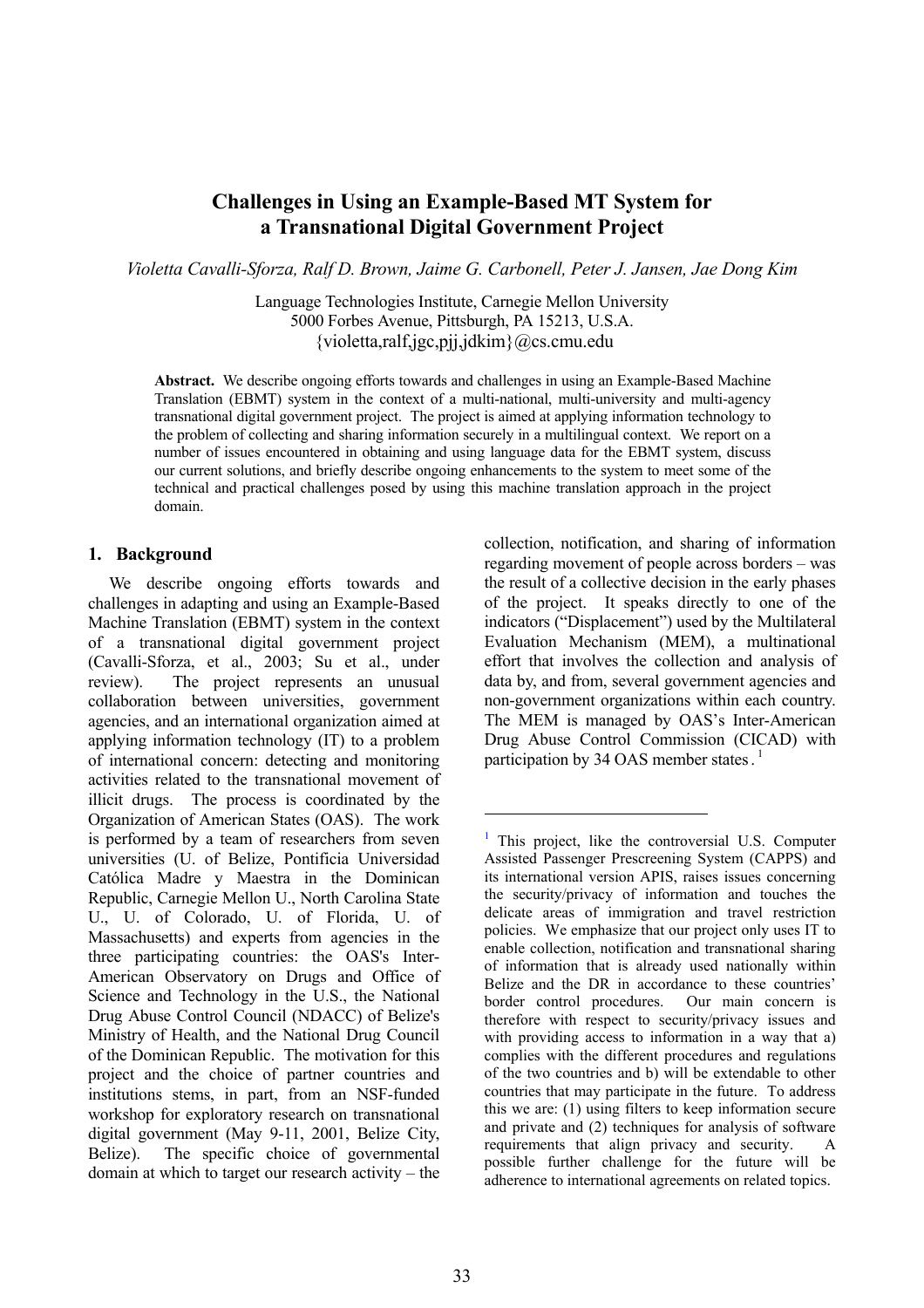# Challenges in Using an Example-Based MT System for a Transnational Digital Government Project

*Violetta Cavalli-Sforza, Ralf D. Brown, Jaime G. Carbonell, Peter J. Jansen, Jae Dong Kim*

Language Technologies Institute, Carnegie Mellon University
5000 Forbes Avenue, Pittsburgh, PA 15213, U.S.A.
{violetta,ralf,jgc,pjj,jdkim}@cs.cmu.edu

**Abstract.** We describe ongoing efforts towards and challenges in using an Example-Based Machine Translation (EBMT) system in the context of a multi-national, multi-university and multi-agency transnational digital government project. The project is aimed at applying information technology to the problem of collecting and sharing information securely in a multilingual context. We report on a number of issues encountered in obtaining and using language data for the EBMT system, discuss our current solutions, and briefly describe ongoing enhancements to the system to meet some of the technical and practical challenges posed by using this machine translation approach in the project domain.

## 1. Background

We describe ongoing efforts towards and challenges in adapting and using an Example-Based Machine Translation (EBMT) system in the context of a transnational digital government project (Cavalli-Sforza, et al., 2003; Su et al., under review). The project represents an unusual collaboration between universities, government agencies, and an international organization aimed at applying information technology (IT) to a problem of international concern: detecting and monitoring activities related to the transnational movement of illicit drugs. The process is coordinated by the Organization of American States (OAS). The work is performed by a team of researchers from seven universities (U. of Belize, Pontificia Universidad Católica Madre y Maestra in the Dominican Republic, Carnegie Mellon U., North Carolina State U., U. of Colorado, U. of Florida, U. of Massachusetts) and experts from agencies in the three participating countries: the OAS's Inter-American Observatory on Drugs and Office of Science and Technology in the U.S., the National Drug Abuse Control Council (NDACC) of Belize's Ministry of Health, and the National Drug Council of the Dominican Republic. The motivation for this project and the choice of partner countries and institutions stems, in part, from an NSF-funded workshop for exploratory research on transnational digital government (May 9-11, 2001, Belize City, Belize). The specific choice of governmental domain at which to target our research activity – the collection, notification, and sharing of information regarding movement of people across borders – was the result of a collective decision in the early phases of the project. It speaks directly to one of the indicators ("Displacement") used by the Multilateral Evaluation Mechanism (MEM), a multinational effort that involves the collection and analysis of data by, and from, several government agencies and non-government organizations within each country. The MEM is managed by OAS's Inter-American Drug Abuse Control Commission (CICAD) with participation by 34 OAS member states.[1]

---

[1] This project, like the controversial U.S. Computer Assisted Passenger Prescreening System (CAPPS) and its international version APIS, raises issues concerning the security/privacy of information and touches the delicate areas of immigration and travel restriction policies. We emphasize that our project only uses IT to enable collection, notification and transnational sharing of information that is already used nationally within Belize and the DR in accordance to these countries' border control procedures. Our main concern is therefore with respect to security/privacy issues and with providing access to information in a way that a) complies with the different procedures and regulations of the two countries and b) will be extendable to other countries that may participate in the future. To address this we are: (1) using filters to keep information secure and private and (2) techniques for analysis of software requirements that align privacy and security. A possible further challenge for the future will be adherence to international agreements on related topics.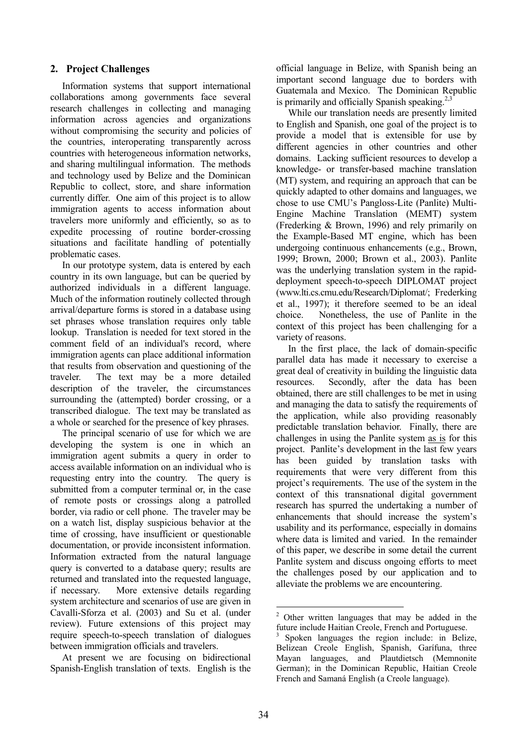## 2. Project Challenges

Information systems that support international collaborations among governments face several research challenges in collecting and managing information across agencies and organizations without compromising the security and policies of the countries, interoperating transparently across countries with heterogeneous information networks, and sharing multilingual information. The methods and technology used by Belize and the Dominican Republic to collect, store, and share information currently differ. One aim of this project is to allow immigration agents to access information about travelers more uniformly and efficiently, so as to expedite processing of routine border-crossing situations and facilitate handling of potentially problematic cases.

In our prototype system, data is entered by each country in its own language, but can be queried by authorized individuals in a different language. Much of the information routinely collected through arrival/departure forms is stored in a database using set phrases whose translation requires only table lookup. Translation is needed for text stored in the comment field of an individual's record, where immigration agents can place additional information that results from observation and questioning of the traveler. The text may be a more detailed description of the traveler, the circumstances surrounding the (attempted) border crossing, or a transcribed dialogue. The text may be translated as a whole or searched for the presence of key phrases.

The principal scenario of use for which we are developing the system is one in which an immigration agent submits a query in order to access available information on an individual who is requesting entry into the country. The query is submitted from a computer terminal or, in the case of remote posts or crossings along a patrolled border, via radio or cell phone. The traveler may be on a watch list, display suspicious behavior at the time of crossing, have insufficient or questionable documentation, or provide inconsistent information. Information extracted from the natural language query is converted to a database query; results are returned and translated into the requested language, if necessary. More extensive details regarding system architecture and scenarios of use are given in Cavalli-Sforza et al. (2003) and Su et al. (under review). Future extensions of this project may require speech-to-speech translation of dialogues between immigration officials and travelers.

At present we are focusing on bidirectional Spanish-English translation of texts. English is the official language in Belize, with Spanish being an important second language due to borders with Guatemala and Mexico. The Dominican Republic is primarily and officially Spanish speaking.[2,3]

While our translation needs are presently limited to English and Spanish, one goal of the project is to provide a model that is extensible for use by different agencies in other countries and other domains. Lacking sufficient resources to develop a knowledge- or transfer-based machine translation (MT) system, and requiring an approach that can be quickly adapted to other domains and languages, we chose to use CMU's Pangloss-Lite (Panlite) Multi-Engine Machine Translation (MEMT) system (Frederking & Brown, 1996) and rely primarily on the Example-Based MT engine, which has been undergoing continuous enhancements (e.g., Brown, 1999; Brown, 2000; Brown et al., 2003). Panlite was the underlying translation system in the rapid-deployment speech-to-speech DIPLOMAT project (www.lti.cs.cmu.edu/Research/Diplomat/; Frederking et al., 1997); it therefore seemed to be an ideal choice. Nonetheless, the use of Panlite in the context of this project has been challenging for a variety of reasons.

In the first place, the lack of domain-specific parallel data has made it necessary to exercise a great deal of creativity in building the linguistic data resources. Secondly, after the data has been obtained, there are still challenges to be met in using and managing the data to satisfy the requirements of the application, while also providing reasonably predictable translation behavior. Finally, there are challenges in using the Panlite system as is for this project. Panlite's development in the last few years has been guided by translation tasks with requirements that were very different from this project's requirements. The use of the system in the context of this transnational digital government research has spurred the undertaking a number of enhancements that should increase the system's usability and its performance, especially in domains where data is limited and varied. In the remainder of this paper, we describe in some detail the current Panlite system and discuss ongoing efforts to meet the challenges posed by our application and to alleviate the problems we are encountering.

---

[2] Other written languages that may be added in the future include Haitian Creole, French and Portuguese.

[3] Spoken languages the region include: in Belize, Belizean Creole English, Spanish, Garífuna, three Mayan languages, and Plautdietsch (Memnonite German); in the Dominican Republic, Haitian Creole French and Samaná English (a Creole language).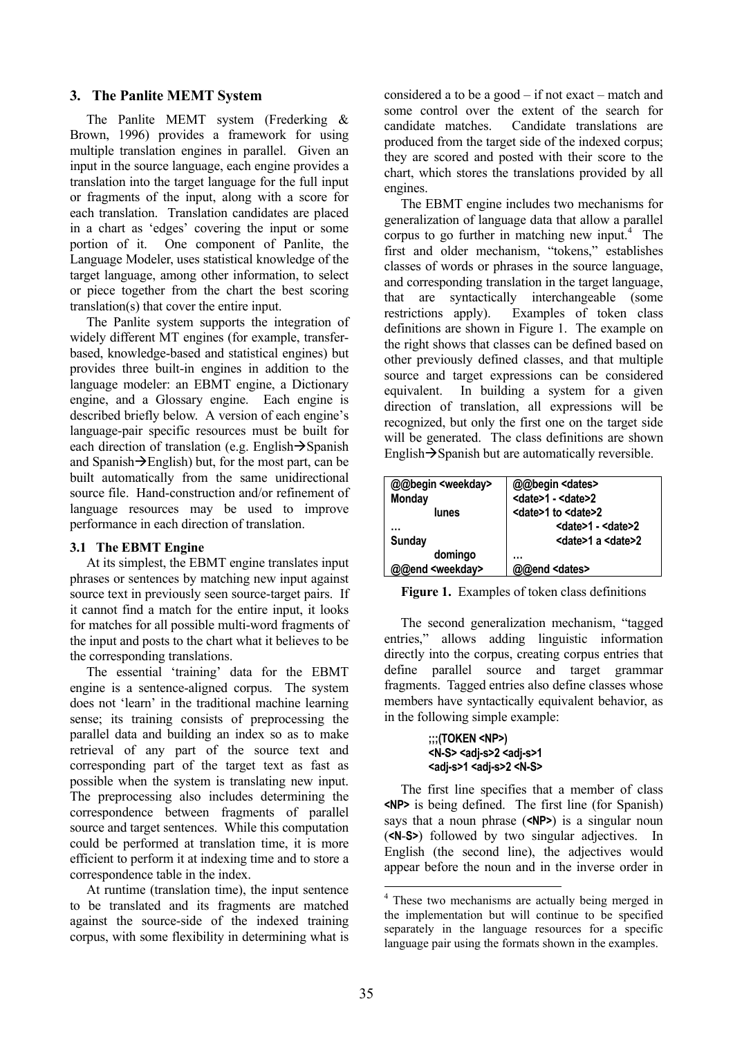## 3. The Panlite MEMT System

The Panlite MEMT system (Frederking & Brown, 1996) provides a framework for using multiple translation engines in parallel. Given an input in the source language, each engine provides a translation into the target language for the full input or fragments of the input, along with a score for each translation. Translation candidates are placed in a chart as 'edges' covering the input or some portion of it. One component of Panlite, the Language Modeler, uses statistical knowledge of the target language, among other information, to select or piece together from the chart the best scoring translation(s) that cover the entire input.

The Panlite system supports the integration of widely different MT engines (for example, transfer-based, knowledge-based and statistical engines) but provides three built-in engines in addition to the language modeler: an EBMT engine, a Dictionary engine, and a Glossary engine. Each engine is described briefly below. A version of each engine's language-pair specific resources must be built for each direction of translation (e.g. English→Spanish and Spanish→English) but, for the most part, can be built automatically from the same unidirectional source file. Hand-construction and/or refinement of language resources may be used to improve performance in each direction of translation.

### 3.1 The EBMT Engine

At its simplest, the EBMT engine translates input phrases or sentences by matching new input against source text in previously seen source-target pairs. If it cannot find a match for the entire input, it looks for matches for all possible multi-word fragments of the input and posts to the chart what it believes to be the corresponding translations.

The essential 'training' data for the EBMT engine is a sentence-aligned corpus. The system does not 'learn' in the traditional machine learning sense; its training consists of preprocessing the parallel data and building an index so as to make retrieval of any part of the source text and corresponding part of the target text as fast as possible when the system is translating new input. The preprocessing also includes determining the correspondence between fragments of parallel source and target sentences. While this computation could be performed at translation time, it is more efficient to perform it at indexing time and to store a correspondence table in the index.

At runtime (translation time), the input sentence to be translated and its fragments are matched against the source-side of the indexed training corpus, with some flexibility in determining what is considered a to be a good – if not exact – match and some control over the extent of the search for candidate matches. Candidate translations are produced from the target side of the indexed corpus; they are scored and posted with their score to the chart, which stores the translations provided by all engines.

The EBMT engine includes two mechanisms for generalization of language data that allow a parallel corpus to go further in matching new input.[4] The first and older mechanism, "tokens," establishes classes of words or phrases in the source language, and corresponding translation in the target language, that are syntactically interchangeable (some restrictions apply). Examples of token class definitions are shown in Figure 1. The example on the right shows that classes can be defined based on other previously defined classes, and that multiple source and target expressions can be considered equivalent. In building a system for a given direction of translation, all expressions will be recognized, but only the first one on the target side will be generated. The class definitions are shown English→Spanish but are automatically reversible.

| @@begin <weekday> | @@begin <dates> |
|---|---|
| Monday | <date>1 - <date>2 |
| lunes | <date>1 to <date>2 |
| … | <date>1 - <date>2 |
| Sunday | <date>1 a <date>2 |
| domingo | … |
| @@end <weekday> | @@end <dates> |

**Figure 1.** Examples of token class definitions

The second generalization mechanism, "tagged entries," allows adding linguistic information directly into the corpus, creating corpus entries that define parallel source and target grammar fragments. Tagged entries also define classes whose members have syntactically equivalent behavior, as in the following simple example:

```
;;;(TOKEN <NP>)
<N-S> <adj-s>2 <adj-s>1
<adj-s>1 <adj-s>2 <N-S>
```

The first line specifies that a member of class **<NP>** is being defined. The first line (for Spanish) says that a noun phrase (**<NP>**) is a singular noun (**<N-S>**) followed by two singular adjectives. In English (the second line), the adjectives would appear before the noun and in the inverse order in

[4] These two mechanisms are actually being merged in the implementation but will continue to be specified separately in the language resources for a specific language pair using the formats shown in the examples.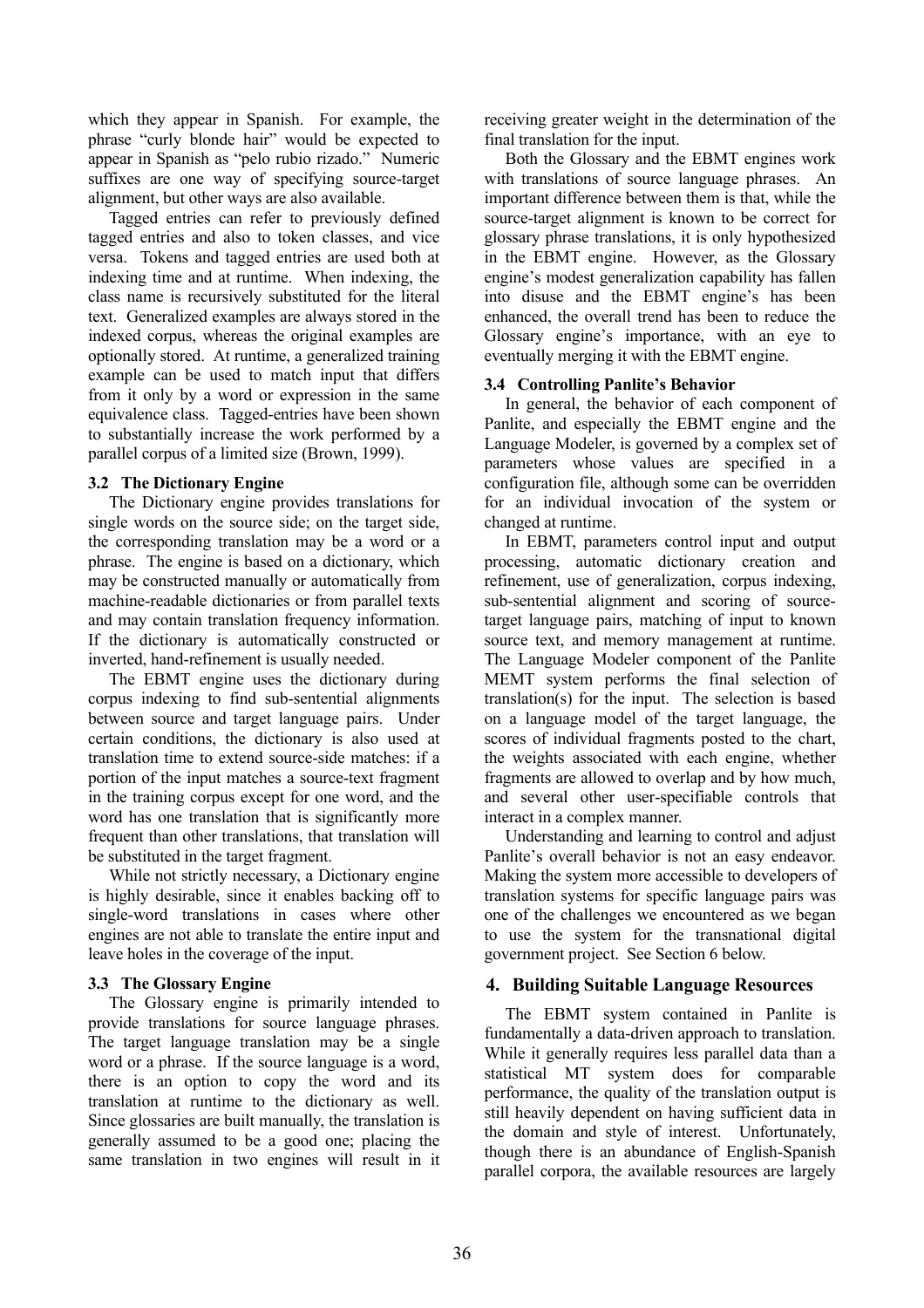which they appear in Spanish. For example, the phrase "curly blonde hair" would be expected to appear in Spanish as "pelo rubio rizado." Numeric suffixes are one way of specifying source-target alignment, but other ways are also available.

Tagged entries can refer to previously defined tagged entries and also to token classes, and vice versa. Tokens and tagged entries are used both at indexing time and at runtime. When indexing, the class name is recursively substituted for the literal text. Generalized examples are always stored in the indexed corpus, whereas the original examples are optionally stored. At runtime, a generalized training example can be used to match input that differs from it only by a word or expression in the same equivalence class. Tagged-entries have been shown to substantially increase the work performed by a parallel corpus of a limited size (Brown, 1999).

### 3.2 The Dictionary Engine

The Dictionary engine provides translations for single words on the source side; on the target side, the corresponding translation may be a word or a phrase. The engine is based on a dictionary, which may be constructed manually or automatically from machine-readable dictionaries or from parallel texts and may contain translation frequency information. If the dictionary is automatically constructed or inverted, hand-refinement is usually needed.

The EBMT engine uses the dictionary during corpus indexing to find sub-sentential alignments between source and target language pairs. Under certain conditions, the dictionary is also used at translation time to extend source-side matches: if a portion of the input matches a source-text fragment in the training corpus except for one word, and the word has one translation that is significantly more frequent than other translations, that translation will be substituted in the target fragment.

While not strictly necessary, a Dictionary engine is highly desirable, since it enables backing off to single-word translations in cases where other engines are not able to translate the entire input and leave holes in the coverage of the input.

### 3.3 The Glossary Engine

The Glossary engine is primarily intended to provide translations for source language phrases. The target language translation may be a single word or a phrase. If the source language is a word, there is an option to copy the word and its translation at runtime to the dictionary as well. Since glossaries are built manually, the translation is generally assumed to be a good one; placing the same translation in two engines will result in it receiving greater weight in the determination of the final translation for the input.

Both the Glossary and the EBMT engines work with translations of source language phrases. An important difference between them is that, while the source-target alignment is known to be correct for glossary phrase translations, it is only hypothesized in the EBMT engine. However, as the Glossary engine's modest generalization capability has fallen into disuse and the EBMT engine's has been enhanced, the overall trend has been to reduce the Glossary engine's importance, with an eye to eventually merging it with the EBMT engine.

### 3.4 Controlling Panlite's Behavior

In general, the behavior of each component of Panlite, and especially the EBMT engine and the Language Modeler, is governed by a complex set of parameters whose values are specified in a configuration file, although some can be overridden for an individual invocation of the system or changed at runtime.

In EBMT, parameters control input and output processing, automatic dictionary creation and refinement, use of generalization, corpus indexing, sub-sentential alignment and scoring of source-target language pairs, matching of input to known source text, and memory management at runtime. The Language Modeler component of the Panlite MEMT system performs the final selection of translation(s) for the input. The selection is based on a language model of the target language, the scores of individual fragments posted to the chart, the weights associated with each engine, whether fragments are allowed to overlap and by how much, and several other user-specifiable controls that interact in a complex manner.

Understanding and learning to control and adjust Panlite's overall behavior is not an easy endeavor. Making the system more accessible to developers of translation systems for specific language pairs was one of the challenges we encountered as we began to use the system for the transnational digital government project. See Section 6 below.

## 4. Building Suitable Language Resources

The EBMT system contained in Panlite is fundamentally a data-driven approach to translation. While it generally requires less parallel data than a statistical MT system does for comparable performance, the quality of the translation output is still heavily dependent on having sufficient data in the domain and style of interest. Unfortunately, though there is an abundance of English-Spanish parallel corpora, the available resources are largely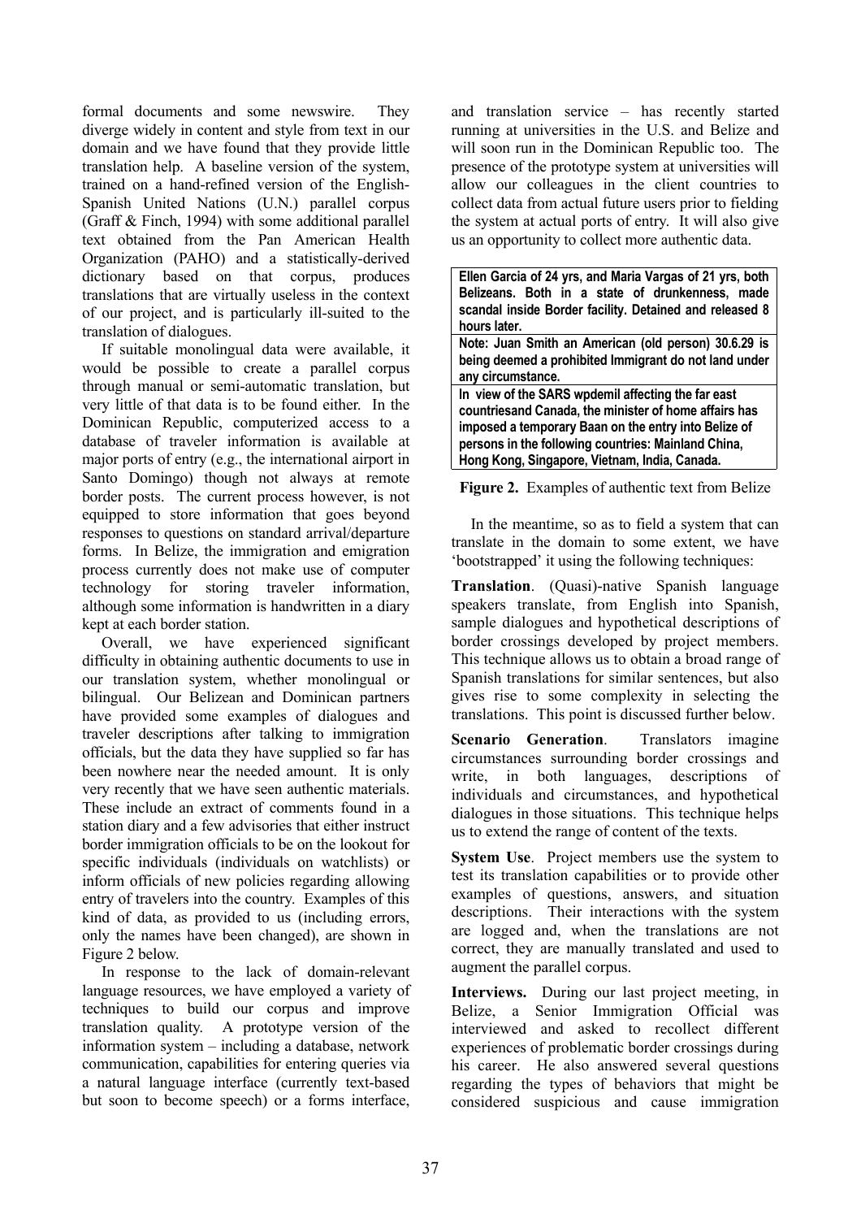formal documents and some newswire. They diverge widely in content and style from text in our domain and we have found that they provide little translation help. A baseline version of the system, trained on a hand-refined version of the English-Spanish United Nations (U.N.) parallel corpus (Graff & Finch, 1994) with some additional parallel text obtained from the Pan American Health Organization (PAHO) and a statistically-derived dictionary based on that corpus, produces translations that are virtually useless in the context of our project, and is particularly ill-suited to the translation of dialogues.

If suitable monolingual data were available, it would be possible to create a parallel corpus through manual or semi-automatic translation, but very little of that data is to be found either. In the Dominican Republic, computerized access to a database of traveler information is available at major ports of entry (e.g., the international airport in Santo Domingo) though not always at remote border posts. The current process however, is not equipped to store information that goes beyond responses to questions on standard arrival/departure forms. In Belize, the immigration and emigration process currently does not make use of computer technology for storing traveler information, although some information is handwritten in a diary kept at each border station.

Overall, we have experienced significant difficulty in obtaining authentic documents to use in our translation system, whether monolingual or bilingual. Our Belizean and Dominican partners have provided some examples of dialogues and traveler descriptions after talking to immigration officials, but the data they have supplied so far has been nowhere near the needed amount. It is only very recently that we have seen authentic materials. These include an extract of comments found in a station diary and a few advisories that either instruct border immigration officials to be on the lookout for specific individuals (individuals on watchlists) or inform officials of new policies regarding allowing entry of travelers into the country. Examples of this kind of data, as provided to us (including errors, only the names have been changed), are shown in Figure 2 below.

In response to the lack of domain-relevant language resources, we have employed a variety of techniques to build our corpus and improve translation quality. A prototype version of the information system – including a database, network communication, capabilities for entering queries via a natural language interface (currently text-based but soon to become speech) or a forms interface, and translation service – has recently started running at universities in the U.S. and Belize and will soon run in the Dominican Republic too. The presence of the prototype system at universities will allow our colleagues in the client countries to collect data from actual future users prior to fielding the system at actual ports of entry. It will also give us an opportunity to collect more authentic data.

| **Ellen Garcia of 24 yrs, and Maria Vargas of 21 yrs, both Belizeans. Both in a state of drunkenness, made scandal inside Border facility. Detained and released 8 hours later.** |
|---|
| **Note: Juan Smith an American (old person) 30.6.29 is being deemed a prohibited Immigrant do not land under any circumstance.** |
| **In view of the SARS wpdemil affecting the far east countriesand Canada, the minister of home affairs has imposed a temporary Baan on the entry into Belize of persons in the following countries: Mainland China, Hong Kong, Singapore, Vietnam, India, Canada.** |

**Figure 2.** Examples of authentic text from Belize

In the meantime, so as to field a system that can translate in the domain to some extent, we have 'bootstrapped' it using the following techniques:

**Translation**. (Quasi)-native Spanish language speakers translate, from English into Spanish, sample dialogues and hypothetical descriptions of border crossings developed by project members. This technique allows us to obtain a broad range of Spanish translations for similar sentences, but also gives rise to some complexity in selecting the translations. This point is discussed further below.

**Scenario Generation**. Translators imagine circumstances surrounding border crossings and write, in both languages, descriptions of individuals and circumstances, and hypothetical dialogues in those situations. This technique helps us to extend the range of content of the texts.

**System Use**. Project members use the system to test its translation capabilities or to provide other examples of questions, answers, and situation descriptions. Their interactions with the system are logged and, when the translations are not correct, they are manually translated and used to augment the parallel corpus.

**Interviews.** During our last project meeting, in Belize, a Senior Immigration Official was interviewed and asked to recollect different experiences of problematic border crossings during his career. He also answered several questions regarding the types of behaviors that might be considered suspicious and cause immigration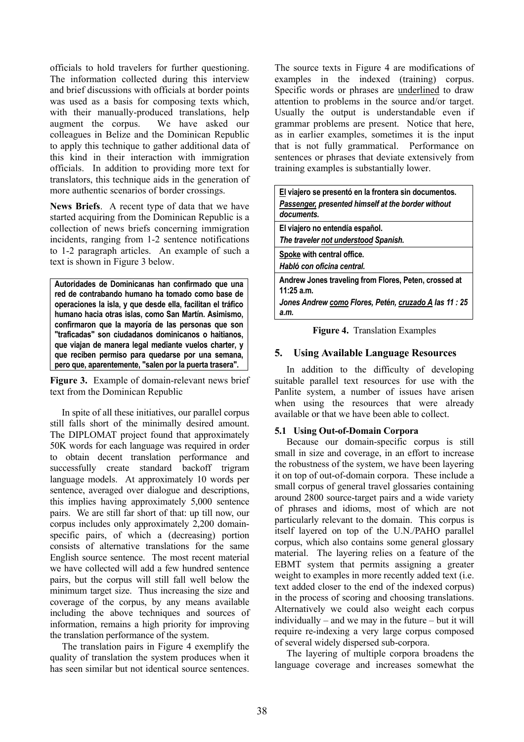officials to hold travelers for further questioning. The information collected during this interview and brief discussions with officials at border points was used as a basis for composing texts which, with their manually-produced translations, help augment the corpus. We have asked our colleagues in Belize and the Dominican Republic to apply this technique to gather additional data of this kind in their interaction with immigration officials. In addition to providing more text for translators, this technique aids in the generation of more authentic scenarios of border crossings.

**News Briefs**. A recent type of data that we have started acquiring from the Dominican Republic is a collection of news briefs concerning immigration incidents, ranging from 1-2 sentence notifications to 1-2 paragraph articles. An example of such a text is shown in Figure 3 below.

> **Autoridades de Dominicanas han confirmado que una red de contrabando humano ha tomado como base de operaciones la isla, y que desde ella, facilitan el tráfico humano hacia otras islas, como San Martín. Asimismo, confirmaron que la mayoría de las personas que son "traficadas" son ciudadanos dominicanos o haitianos, que viajan de manera legal mediante vuelos charter, y que reciben permiso para quedarse por una semana, pero que, aparentemente, "salen por la puerta trasera".**

**Figure 3.** Example of domain-relevant news brief text from the Dominican Republic

In spite of all these initiatives, our parallel corpus still falls short of the minimally desired amount. The DIPLOMAT project found that approximately 50K words for each language was required in order to obtain decent translation performance and successfully create standard backoff trigram language models. At approximately 10 words per sentence, averaged over dialogue and descriptions, this implies having approximately 5,000 sentence pairs. We are still far short of that: up till now, our corpus includes only approximately 2,200 domain-specific pairs, of which a (decreasing) portion consists of alternative translations for the same English source sentence. The most recent material we have collected will add a few hundred sentence pairs, but the corpus will still fall well below the minimum target size. Thus increasing the size and coverage of the corpus, by any means available including the above techniques and sources of information, remains a high priority for improving the translation performance of the system.

The translation pairs in Figure 4 exemplify the quality of translation the system produces when it has seen similar but not identical source sentences. The source texts in Figure 4 are modifications of examples in the indexed (training) corpus. Specific words or phrases are underlined to draw attention to problems in the source and/or target. Usually the output is understandable even if grammar problems are present. Notice that here, as in earlier examples, sometimes it is the input that is not fully grammatical. Performance on sentences or phrases that deviate extensively from training examples is substantially lower.

| |
|---|
| **<u>El</u> viajero se presentó en la frontera sin documentos.**<br>***<u>Passenger,</u> presented himself at the border without documents.*** |
| **El viajero no entendía español.**<br>***The traveler <u>not understood</u> Spanish.*** |
| **<u>Spoke</u> with central office.**<br>***Habló con oficina central.*** |
| **Andrew Jones traveling from Flores, Peten, crossed at 11:25 a.m.**<br>***Jones Andrew <u>como</u> Flores, Petén, <u>cruzado A</u> las 11 : 25 a.m.*** |

**Figure 4.** Translation Examples

## 5. Using Available Language Resources

In addition to the difficulty of developing suitable parallel text resources for use with the Panlite system, a number of issues have arisen when using the resources that were already available or that we have been able to collect.

### 5.1 Using Out-of-Domain Corpora

Because our domain-specific corpus is still small in size and coverage, in an effort to increase the robustness of the system, we have been layering it on top of out-of-domain corpora. These include a small corpus of general travel glossaries containing around 2800 source-target pairs and a wide variety of phrases and idioms, most of which are not particularly relevant to the domain. This corpus is itself layered on top of the U.N./PAHO parallel corpus, which also contains some general glossary material. The layering relies on a feature of the EBMT system that permits assigning a greater weight to examples in more recently added text (i.e. text added closer to the end of the indexed corpus) in the process of scoring and choosing translations. Alternatively we could also weight each corpus individually – and we may in the future – but it will require re-indexing a very large corpus composed of several widely dispersed sub-corpora.

The layering of multiple corpora broadens the language coverage and increases somewhat the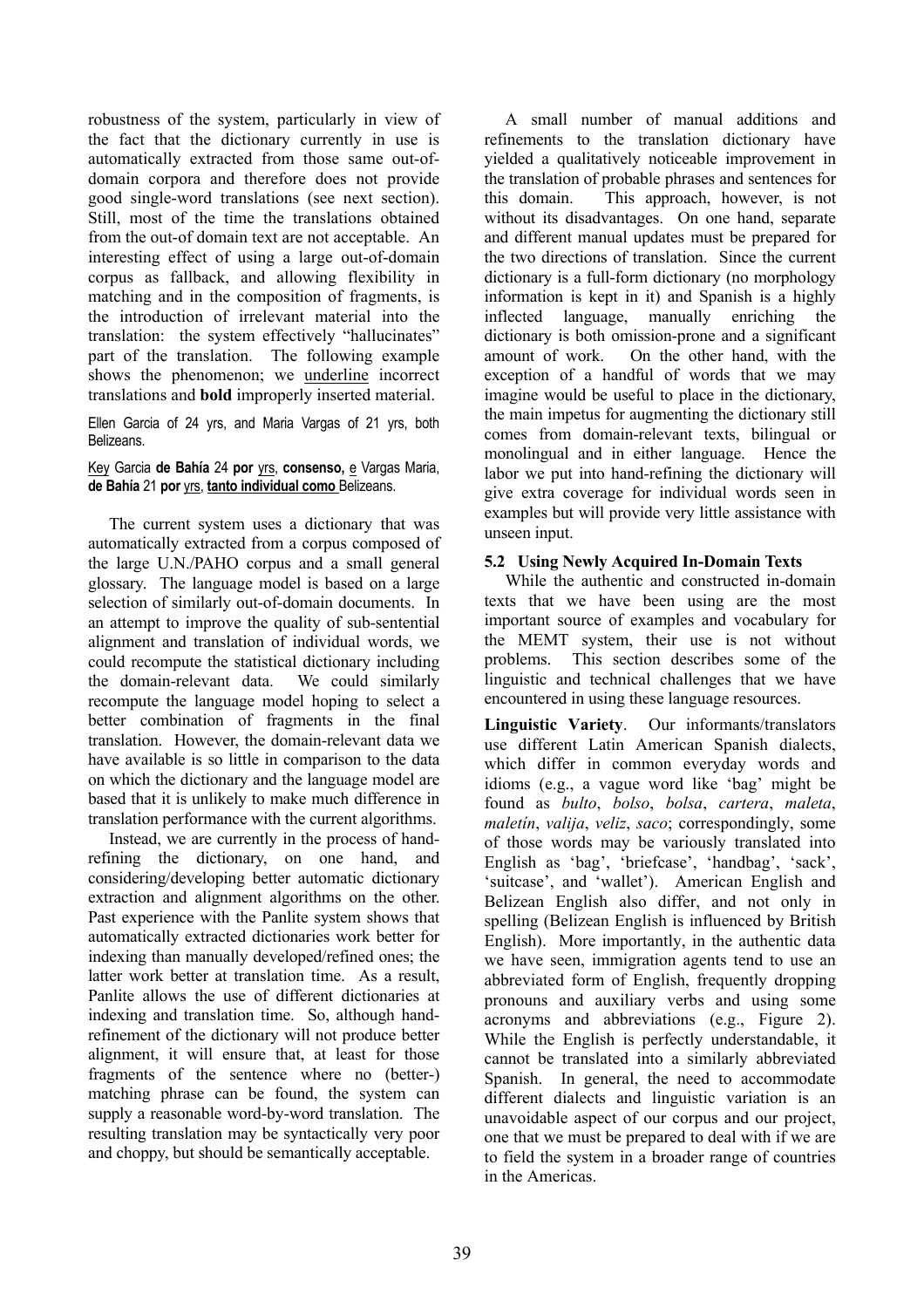robustness of the system, particularly in view of the fact that the dictionary currently in use is automatically extracted from those same out-of-domain corpora and therefore does not provide good single-word translations (see next section). Still, most of the time the translations obtained from the out-of domain text are not acceptable. An interesting effect of using a large out-of-domain corpus as fallback, and allowing flexibility in matching and in the composition of fragments, is the introduction of irrelevant material into the translation: the system effectively "hallucinates" part of the translation. The following example shows the phenomenon; we <u>underline</u> incorrect translations and **bold** improperly inserted material.

Ellen Garcia of 24 yrs, and Maria Vargas of 21 yrs, both Belizeans.

<u>Key</u> Garcia **de Bahía** 24 **por** <u>yrs</u>, **consenso,** <u>e</u> Vargas Maria, **de Bahía** 21 **por** <u>yrs</u>, **<u>tanto individual como</u>** Belizeans.

The current system uses a dictionary that was automatically extracted from a corpus composed of the large U.N./PAHO corpus and a small general glossary. The language model is based on a large selection of similarly out-of-domain documents. In an attempt to improve the quality of sub-sentential alignment and translation of individual words, we could recompute the statistical dictionary including the domain-relevant data. We could similarly recompute the language model hoping to select a better combination of fragments in the final translation. However, the domain-relevant data we have available is so little in comparison to the data on which the dictionary and the language model are based that it is unlikely to make much difference in translation performance with the current algorithms.

Instead, we are currently in the process of hand-refining the dictionary, on one hand, and considering/developing better automatic dictionary extraction and alignment algorithms on the other. Past experience with the Panlite system shows that automatically extracted dictionaries work better for indexing than manually developed/refined ones; the latter work better at translation time. As a result, Panlite allows the use of different dictionaries at indexing and translation time. So, although hand-refinement of the dictionary will not produce better alignment, it will ensure that, at least for those fragments of the sentence where no (better-) matching phrase can be found, the system can supply a reasonable word-by-word translation. The resulting translation may be syntactically very poor and choppy, but should be semantically acceptable.

A small number of manual additions and refinements to the translation dictionary have yielded a qualitatively noticeable improvement in the translation of probable phrases and sentences for this domain. This approach, however, is not without its disadvantages. On one hand, separate and different manual updates must be prepared for the two directions of translation. Since the current dictionary is a full-form dictionary (no morphology information is kept in it) and Spanish is a highly inflected language, manually enriching the dictionary is both omission-prone and a significant amount of work. On the other hand, with the exception of a handful of words that we may imagine would be useful to place in the dictionary, the main impetus for augmenting the dictionary still comes from domain-relevant texts, bilingual or monolingual and in either language. Hence the labor we put into hand-refining the dictionary will give extra coverage for individual words seen in examples but will provide very little assistance with unseen input.

### 5.2 Using Newly Acquired In-Domain Texts

While the authentic and constructed in-domain texts that we have been using are the most important source of examples and vocabulary for the MEMT system, their use is not without problems. This section describes some of the linguistic and technical challenges that we have encountered in using these language resources.

**Linguistic Variety**. Our informants/translators use different Latin American Spanish dialects, which differ in common everyday words and idioms (e.g., a vague word like 'bag' might be found as *bulto*, *bolso*, *bolsa*, *cartera*, *maleta*, *maletín*, *valija*, *veliz*, *saco*; correspondingly, some of those words may be variously translated into English as 'bag', 'briefcase', 'handbag', 'sack', 'suitcase', and 'wallet'). American English and Belizean English also differ, and not only in spelling (Belizean English is influenced by British English). More importantly, in the authentic data we have seen, immigration agents tend to use an abbreviated form of English, frequently dropping pronouns and auxiliary verbs and using some acronyms and abbreviations (e.g., Figure 2). While the English is perfectly understandable, it cannot be translated into a similarly abbreviated Spanish. In general, the need to accommodate different dialects and linguistic variation is an unavoidable aspect of our corpus and our project, one that we must be prepared to deal with if we are to field the system in a broader range of countries in the Americas.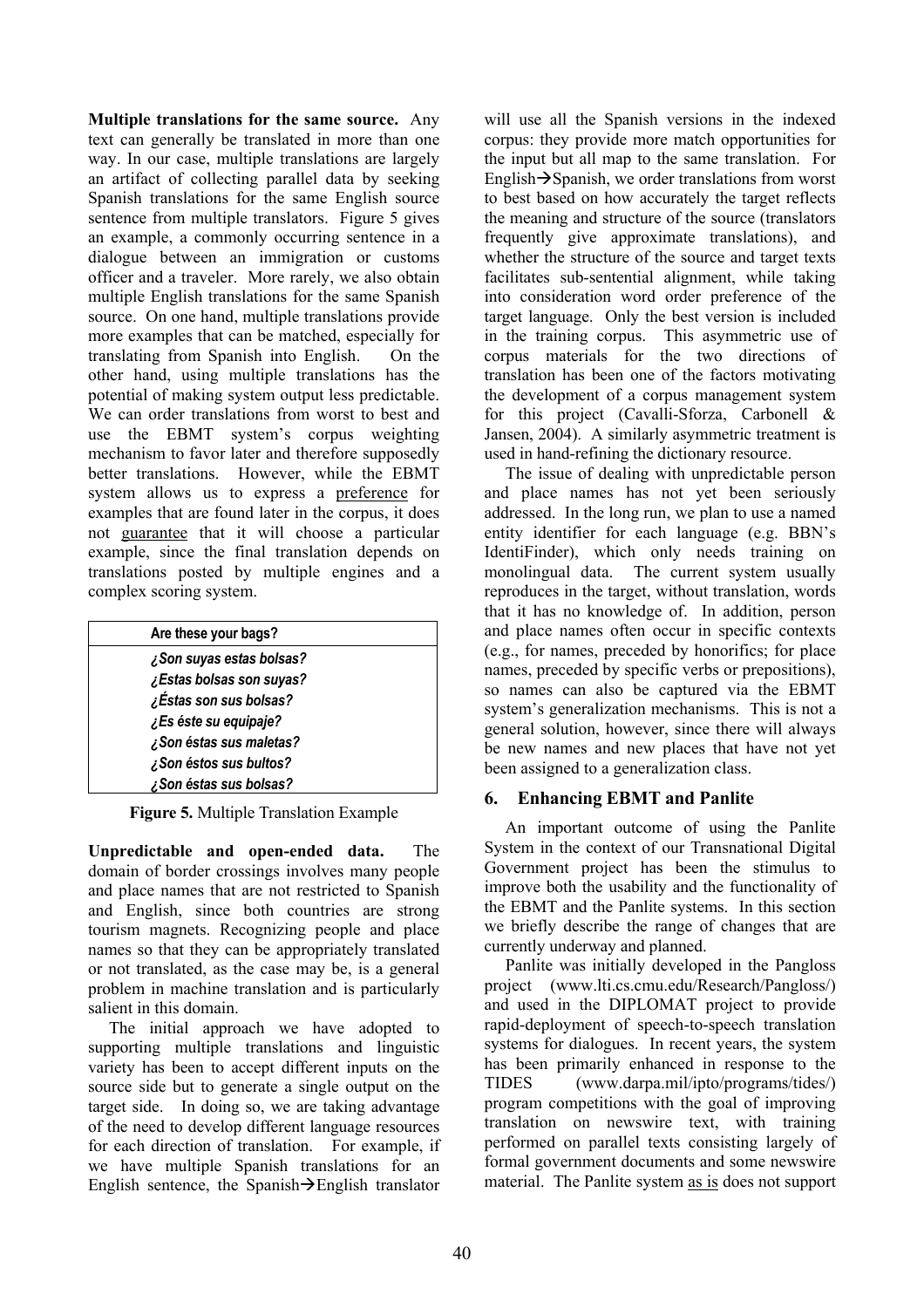**Multiple translations for the same source.** Any text can generally be translated in more than one way. In our case, multiple translations are largely an artifact of collecting parallel data by seeking Spanish translations for the same English source sentence from multiple translators. Figure 5 gives an example, a commonly occurring sentence in a dialogue between an immigration or customs officer and a traveler. More rarely, we also obtain multiple English translations for the same Spanish source. On one hand, multiple translations provide more examples that can be matched, especially for translating from Spanish into English. On the other hand, using multiple translations has the potential of making system output less predictable. We can order translations from worst to best and use the EBMT system's corpus weighting mechanism to favor later and therefore supposedly better translations. However, while the EBMT system allows us to express a <u>preference</u> for examples that are found later in the corpus, it does not <u>guarantee</u> that it will choose a particular example, since the final translation depends on translations posted by multiple engines and a complex scoring system.

| Are these your bags? |
|---|
| *¿Son suyas estas bolsas?* |
| *¿Estas bolsas son suyas?* |
| *¿Éstas son sus bolsas?* |
| *¿Es éste su equipaje?* |
| *¿Son éstas sus maletas?* |
| *¿Son éstos sus bultos?* |
| *¿Son éstas sus bolsas?* |

**Figure 5.** Multiple Translation Example

**Unpredictable and open-ended data.** The domain of border crossings involves many people and place names that are not restricted to Spanish and English, since both countries are strong tourism magnets. Recognizing people and place names so that they can be appropriately translated or not translated, as the case may be, is a general problem in machine translation and is particularly salient in this domain.

The initial approach we have adopted to supporting multiple translations and linguistic variety has been to accept different inputs on the source side but to generate a single output on the target side. In doing so, we are taking advantage of the need to develop different language resources for each direction of translation. For example, if we have multiple Spanish translations for an English sentence, the Spanish→English translator will use all the Spanish versions in the indexed corpus: they provide more match opportunities for the input but all map to the same translation. For English→Spanish, we order translations from worst to best based on how accurately the target reflects the meaning and structure of the source (translators frequently give approximate translations), and whether the structure of the source and target texts facilitates sub-sentential alignment, while taking into consideration word order preference of the target language. Only the best version is included in the training corpus. This asymmetric use of corpus materials for the two directions of translation has been one of the factors motivating the development of a corpus management system for this project (Cavalli-Sforza, Carbonell & Jansen, 2004). A similarly asymmetric treatment is used in hand-refining the dictionary resource.

The issue of dealing with unpredictable person and place names has not yet been seriously addressed. In the long run, we plan to use a named entity identifier for each language (e.g. BBN's IdentiFinder), which only needs training on monolingual data. The current system usually reproduces in the target, without translation, words that it has no knowledge of. In addition, person and place names often occur in specific contexts (e.g., for names, preceded by honorifics; for place names, preceded by specific verbs or prepositions), so names can also be captured via the EBMT system's generalization mechanisms. This is not a general solution, however, since there will always be new names and new places that have not yet been assigned to a generalization class.

## 6. Enhancing EBMT and Panlite

An important outcome of using the Panlite System in the context of our Transnational Digital Government project has been the stimulus to improve both the usability and the functionality of the EBMT and the Panlite systems. In this section we briefly describe the range of changes that are currently underway and planned.

Panlite was initially developed in the Pangloss project (www.lti.cs.cmu.edu/Research/Pangloss/) and used in the DIPLOMAT project to provide rapid-deployment of speech-to-speech translation systems for dialogues. In recent years, the system has been primarily enhanced in response to the TIDES (www.darpa.mil/ipto/programs/tides/) program competitions with the goal of improving translation on newswire text, with training performed on parallel texts consisting largely of formal government documents and some newswire material. The Panlite system <u>as is</u> does not support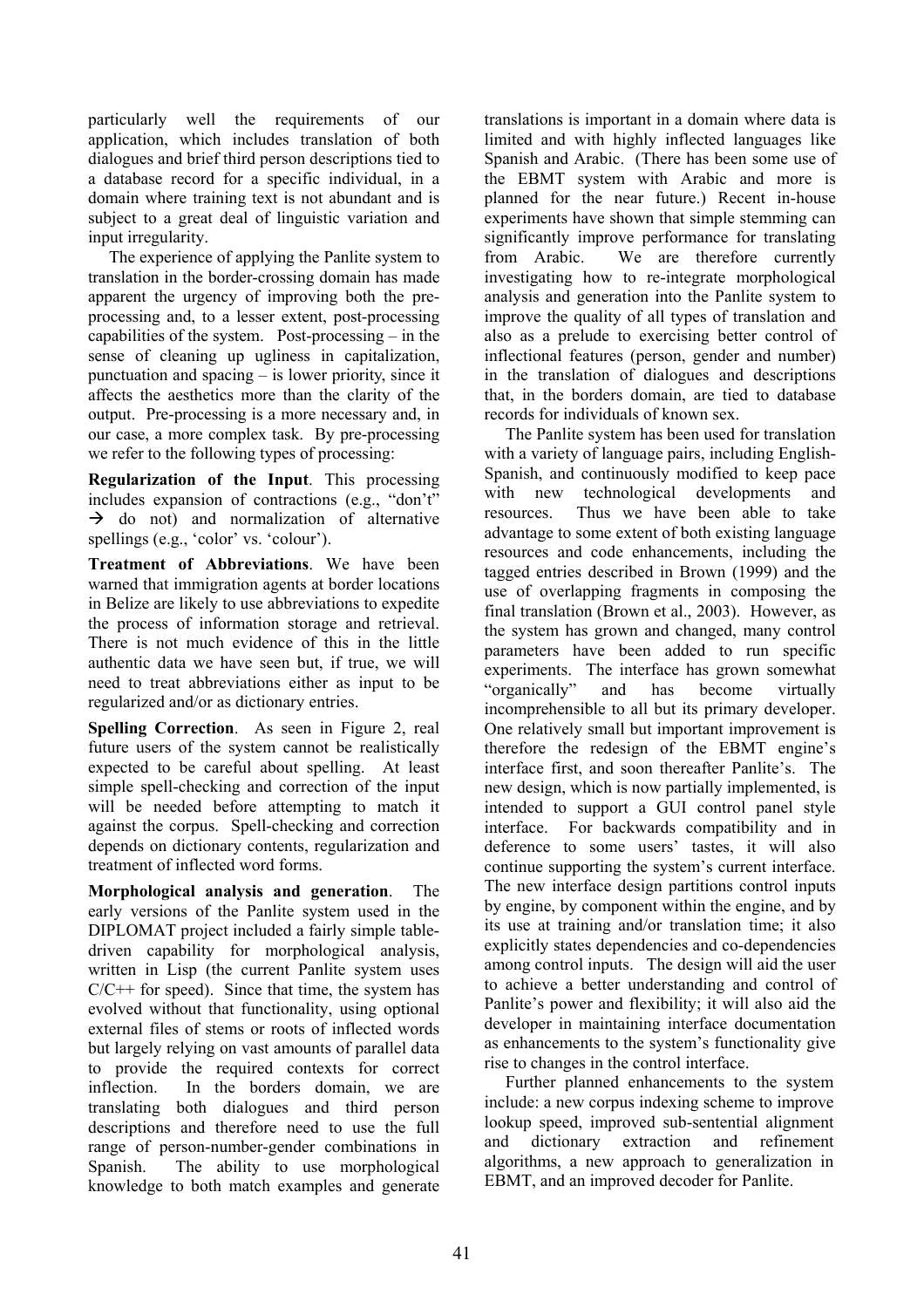particularly well the requirements of our application, which includes translation of both dialogues and brief third person descriptions tied to a database record for a specific individual, in a domain where training text is not abundant and is subject to a great deal of linguistic variation and input irregularity.

The experience of applying the Panlite system to translation in the border-crossing domain has made apparent the urgency of improving both the pre-processing and, to a lesser extent, post-processing capabilities of the system. Post-processing – in the sense of cleaning up ugliness in capitalization, punctuation and spacing – is lower priority, since it affects the aesthetics more than the clarity of the output. Pre-processing is a more necessary and, in our case, a more complex task. By pre-processing we refer to the following types of processing:

**Regularization of the Input**. This processing includes expansion of contractions (e.g., "don't" → do not) and normalization of alternative spellings (e.g., 'color' vs. 'colour').

**Treatment of Abbreviations**. We have been warned that immigration agents at border locations in Belize are likely to use abbreviations to expedite the process of information storage and retrieval. There is not much evidence of this in the little authentic data we have seen but, if true, we will need to treat abbreviations either as input to be regularized and/or as dictionary entries.

**Spelling Correction**. As seen in Figure 2, real future users of the system cannot be realistically expected to be careful about spelling. At least simple spell-checking and correction of the input will be needed before attempting to match it against the corpus. Spell-checking and correction depends on dictionary contents, regularization and treatment of inflected word forms.

**Morphological analysis and generation**. The early versions of the Panlite system used in the DIPLOMAT project included a fairly simple table-driven capability for morphological analysis, written in Lisp (the current Panlite system uses C/C++ for speed). Since that time, the system has evolved without that functionality, using optional external files of stems or roots of inflected words but largely relying on vast amounts of parallel data to provide the required contexts for correct inflection. In the borders domain, we are translating both dialogues and third person descriptions and therefore need to use the full range of person-number-gender combinations in Spanish. The ability to use morphological knowledge to both match examples and generate translations is important in a domain where data is limited and with highly inflected languages like Spanish and Arabic. (There has been some use of the EBMT system with Arabic and more is planned for the near future.) Recent in-house experiments have shown that simple stemming can significantly improve performance for translating from Arabic. We are therefore currently investigating how to re-integrate morphological analysis and generation into the Panlite system to improve the quality of all types of translation and also as a prelude to exercising better control of inflectional features (person, gender and number) in the translation of dialogues and descriptions that, in the borders domain, are tied to database records for individuals of known sex.

The Panlite system has been used for translation with a variety of language pairs, including English-Spanish, and continuously modified to keep pace with new technological developments and resources. Thus we have been able to take advantage to some extent of both existing language resources and code enhancements, including the tagged entries described in Brown (1999) and the use of overlapping fragments in composing the final translation (Brown et al., 2003). However, as the system has grown and changed, many control parameters have been added to run specific experiments. The interface has grown somewhat "organically" and has become virtually incomprehensible to all but its primary developer. One relatively small but important improvement is therefore the redesign of the EBMT engine's interface first, and soon thereafter Panlite's. The new design, which is now partially implemented, is intended to support a GUI control panel style interface. For backwards compatibility and in deference to some users' tastes, it will also continue supporting the system's current interface. The new interface design partitions control inputs by engine, by component within the engine, and by its use at training and/or translation time; it also explicitly states dependencies and co-dependencies among control inputs. The design will aid the user to achieve a better understanding and control of Panlite's power and flexibility; it will also aid the developer in maintaining interface documentation as enhancements to the system's functionality give rise to changes in the control interface.

Further planned enhancements to the system include: a new corpus indexing scheme to improve lookup speed, improved sub-sentential alignment and dictionary extraction and refinement algorithms, a new approach to generalization in EBMT, and an improved decoder for Panlite.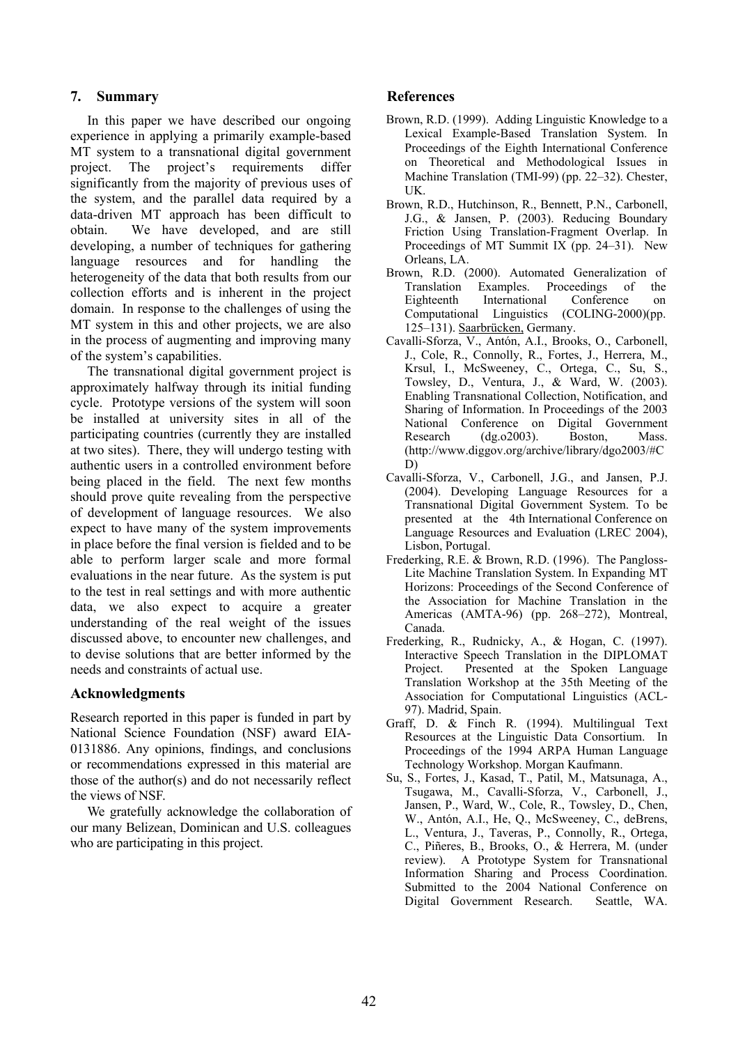## 7. Summary

In this paper we have described our ongoing experience in applying a primarily example-based MT system to a transnational digital government project. The project's requirements differ significantly from the majority of previous uses of the system, and the parallel data required by a data-driven MT approach has been difficult to obtain. We have developed, and are still developing, a number of techniques for gathering language resources and for handling the heterogeneity of the data that both results from our collection efforts and is inherent in the project domain. In response to the challenges of using the MT system in this and other projects, we are also in the process of augmenting and improving many of the system's capabilities.

The transnational digital government project is approximately halfway through its initial funding cycle. Prototype versions of the system will soon be installed at university sites in all of the participating countries (currently they are installed at two sites). There, they will undergo testing with authentic users in a controlled environment before being placed in the field. The next few months should prove quite revealing from the perspective of development of language resources. We also expect to have many of the system improvements in place before the final version is fielded and to be able to perform larger scale and more formal evaluations in the near future. As the system is put to the test in real settings and with more authentic data, we also expect to acquire a greater understanding of the real weight of the issues discussed above, to encounter new challenges, and to devise solutions that are better informed by the needs and constraints of actual use.

## Acknowledgments

Research reported in this paper is funded in part by National Science Foundation (NSF) award EIA-0131886. Any opinions, findings, and conclusions or recommendations expressed in this material are those of the author(s) and do not necessarily reflect the views of NSF.

We gratefully acknowledge the collaboration of our many Belizean, Dominican and U.S. colleagues who are participating in this project.

## References

Brown, R.D. (1999). Adding Linguistic Knowledge to a Lexical Example-Based Translation System. In Proceedings of the Eighth International Conference on Theoretical and Methodological Issues in Machine Translation (TMI-99) (pp. 22–32). Chester, UK.

Brown, R.D., Hutchinson, R., Bennett, P.N., Carbonell, J.G., & Jansen, P. (2003). Reducing Boundary Friction Using Translation-Fragment Overlap. In Proceedings of MT Summit IX (pp. 24–31). New Orleans, LA.

Brown, R.D. (2000). Automated Generalization of Translation Examples. Proceedings of the Eighteenth International Conference on Computational Linguistics (COLING-2000)(pp. 125–131). Saarbrücken, Germany.

Cavalli-Sforza, V., Antón, A.I., Brooks, O., Carbonell, J., Cole, R., Connolly, R., Fortes, J., Herrera, M., Krsul, I., McSweeney, C., Ortega, C., Su, S., Towsley, D., Ventura, J., & Ward, W. (2003). Enabling Transnational Collection, Notification, and Sharing of Information. In Proceedings of the 2003 National Conference on Digital Government Research (dg.o2003). Boston, Mass. (http://www.diggov.org/archive/library/dgo2003/#CD)

Cavalli-Sforza, V., Carbonell, J.G., and Jansen, P.J. (2004). Developing Language Resources for a Transnational Digital Government System. To be presented at the 4th International Conference on Language Resources and Evaluation (LREC 2004), Lisbon, Portugal.

Frederking, R.E. & Brown, R.D. (1996). The Pangloss-Lite Machine Translation System. In Expanding MT Horizons: Proceedings of the Second Conference of the Association for Machine Translation in the Americas (AMTA-96) (pp. 268–272), Montreal, Canada.

Frederking, R., Rudnicky, A., & Hogan, C. (1997). Interactive Speech Translation in the DIPLOMAT Project. Presented at the Spoken Language Translation Workshop at the 35th Meeting of the Association for Computational Linguistics (ACL-97). Madrid, Spain.

Graff, D. & Finch R. (1994). Multilingual Text Resources at the Linguistic Data Consortium. In Proceedings of the 1994 ARPA Human Language Technology Workshop. Morgan Kaufmann.

Su, S., Fortes, J., Kasad, T., Patil, M., Matsunaga, A., Tsugawa, M., Cavalli-Sforza, V., Carbonell, J., Jansen, P., Ward, W., Cole, R., Towsley, D., Chen, W., Antón, A.I., He, Q., McSweeney, C., deBrens, L., Ventura, J., Taveras, P., Connolly, R., Ortega, C., Piñeres, B., Brooks, O., & Herrera, M. (under review). A Prototype System for Transnational Information Sharing and Process Coordination. Submitted to the 2004 National Conference on Digital Government Research. Seattle, WA.